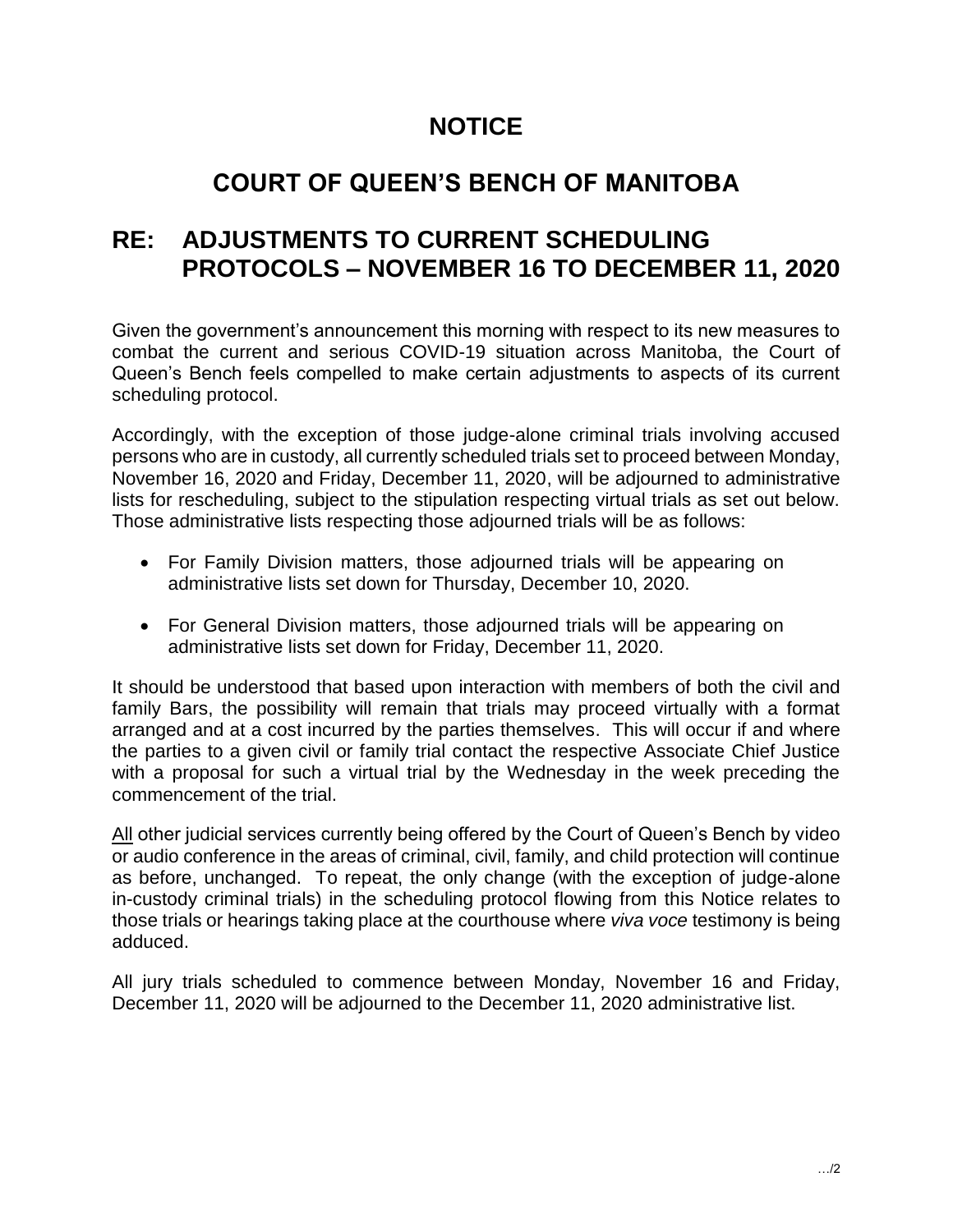# NOTICE

# COURT OF QUEEN'S BENCH OF MANITOBA

## RE: ADJUSTMENTS TO CURRENT SCHEDULING PROTOCOLS – NOVEMBER 16 TO DECEMBER 11, 2020

Given the government's announcement this morning with respect to its new measures to combat the current and serious COVID-19 situation across Manitoba, the Court of Queen's Bench feels compelled to make certain adjustments to aspects of its current scheduling protocol.

Accordingly, with the exception of those judge-alone criminal trials involving accused persons who are in custody, all currently scheduled trials set to proceed between Monday, November 16, 2020 and Friday, December 11, 2020, will be adjourned to administrative lists for rescheduling, subject to the stipulation respecting virtual trials as set out below. Those administrative lists respecting those adjourned trials will be as follows:

- For Family Division matters, those adjourned trials will be appearing on administrative lists set down for Thursday, December 10, 2020.
- For General Division matters, those adjourned trials will be appearing on administrative lists set down for Friday, December 11, 2020.

It should be understood that based upon interaction with members of both the civil and family Bars, the possibility will remain that trials may proceed virtually with a format arranged and at a cost incurred by the parties themselves. This will occur if and where the parties to a given civil or family trial contact the respective Associate Chief Justice with a proposal for such a virtual trial by the Wednesday in the week preceding the commencement of the trial.

All other judicial services currently being offered by the Court of Queen's Bench by video or audio conference in the areas of criminal, civil, family, and child protection will continue as before, unchanged. To repeat, the only change (with the exception of judge-alone in-custody criminal trials) in the scheduling protocol flowing from this Notice relates to those trials or hearings taking place at the courthouse where *viva voce* testimony is being adduced.

All jury trials scheduled to commence between Monday, November 16 and Friday, December 11, 2020 will be adjourned to the December 11, 2020 administrative list.

…/2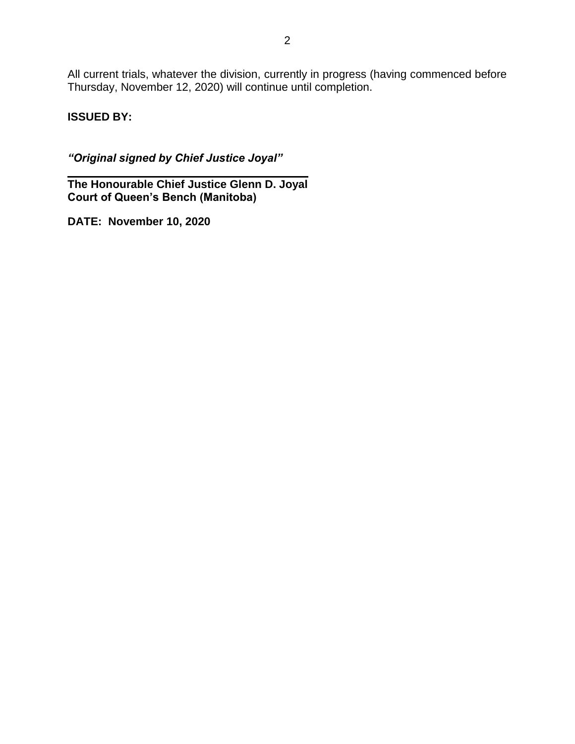All current trials, whatever the division, currently in progress (having commenced before Thursday, November 12, 2020) will continue until completion.

**ISSUED BY:**

***"Original signed by Chief Justice Joyal"***

**The Honourable Chief Justice Glenn D. Joyal**
**Court of Queen's Bench (Manitoba)**

**DATE: November 10, 2020**